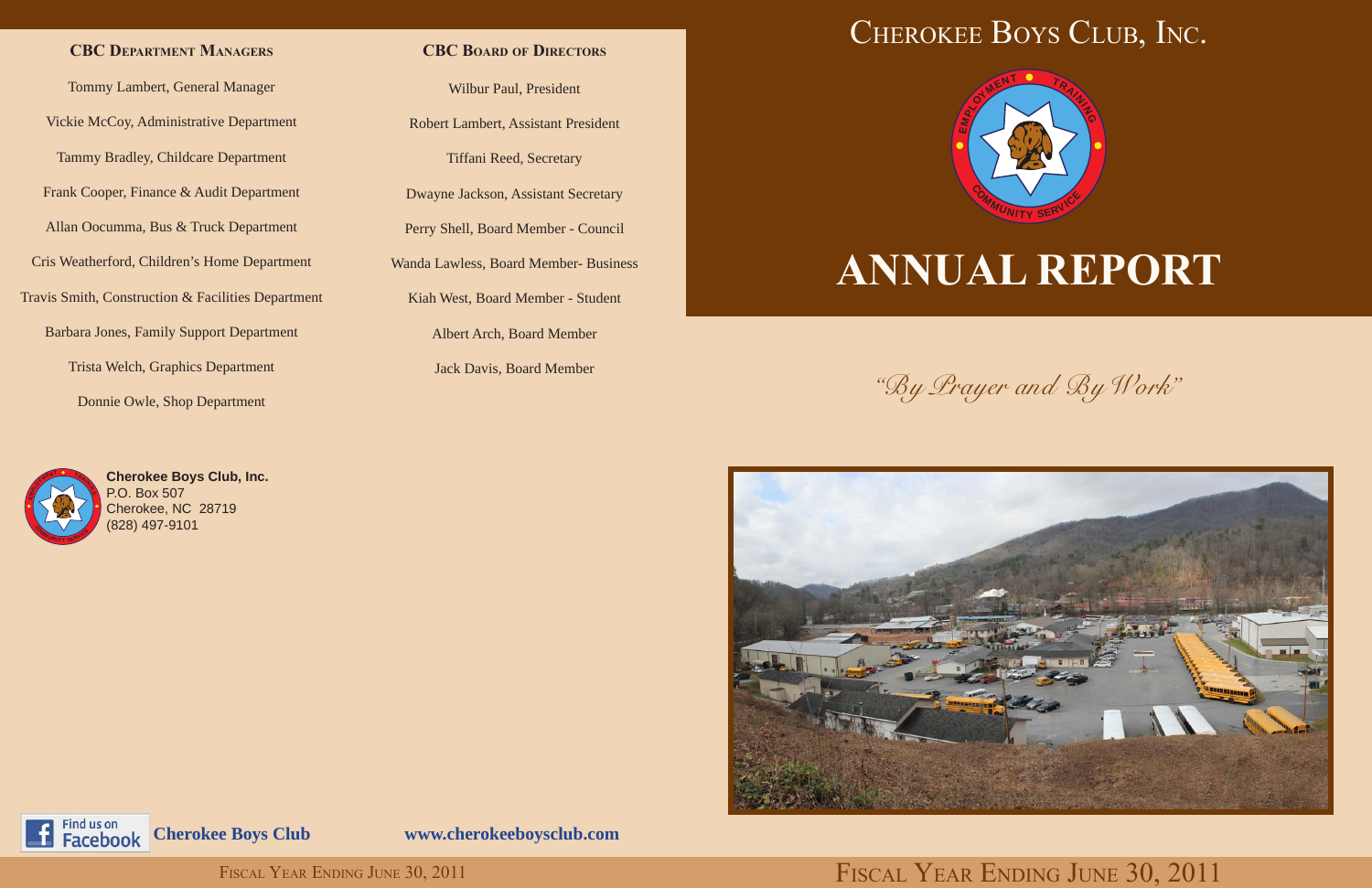## CBC Department Managers

Tommy Lambert, General Manager

Vickie McCoy, Administrative Department

Tammy Bradley, Childcare Department

Frank Cooper, Finance & Audit Department

Allan Oocumma, Bus & Truck Department

Cris Weatherford, Children's Home Department

Travis Smith, Construction & Facilities Department

Barbara Jones, Family Support Department

Trista Welch, Graphics Department

Donnie Owle, Shop Department

## CBC Board of Directors

Wilbur Paul, President

Robert Lambert, Assistant President

Tiffani Reed, Secretary

Dwayne Jackson, Assistant Secretary

Perry Shell, Board Member - Council

Wanda Lawless, Board Member- Business

Kiah West, Board Member - Student

Albert Arch, Board Member

Jack Davis, Board Member

**Cherokee Boys Club, Inc.**
P.O. Box 507
Cherokee, NC 28719
(828) 497-9101

Find us on Facebook **Cherokee Boys Club**

**www.cherokeeboysclub.com**

Fiscal Year Ending June 30, 2011

# Cherokee Boys Club, Inc.

Employment · Training · Community Service

# ANNUAL REPORT

*"By Prayer and By Work"*

Fiscal Year Ending June 30, 2011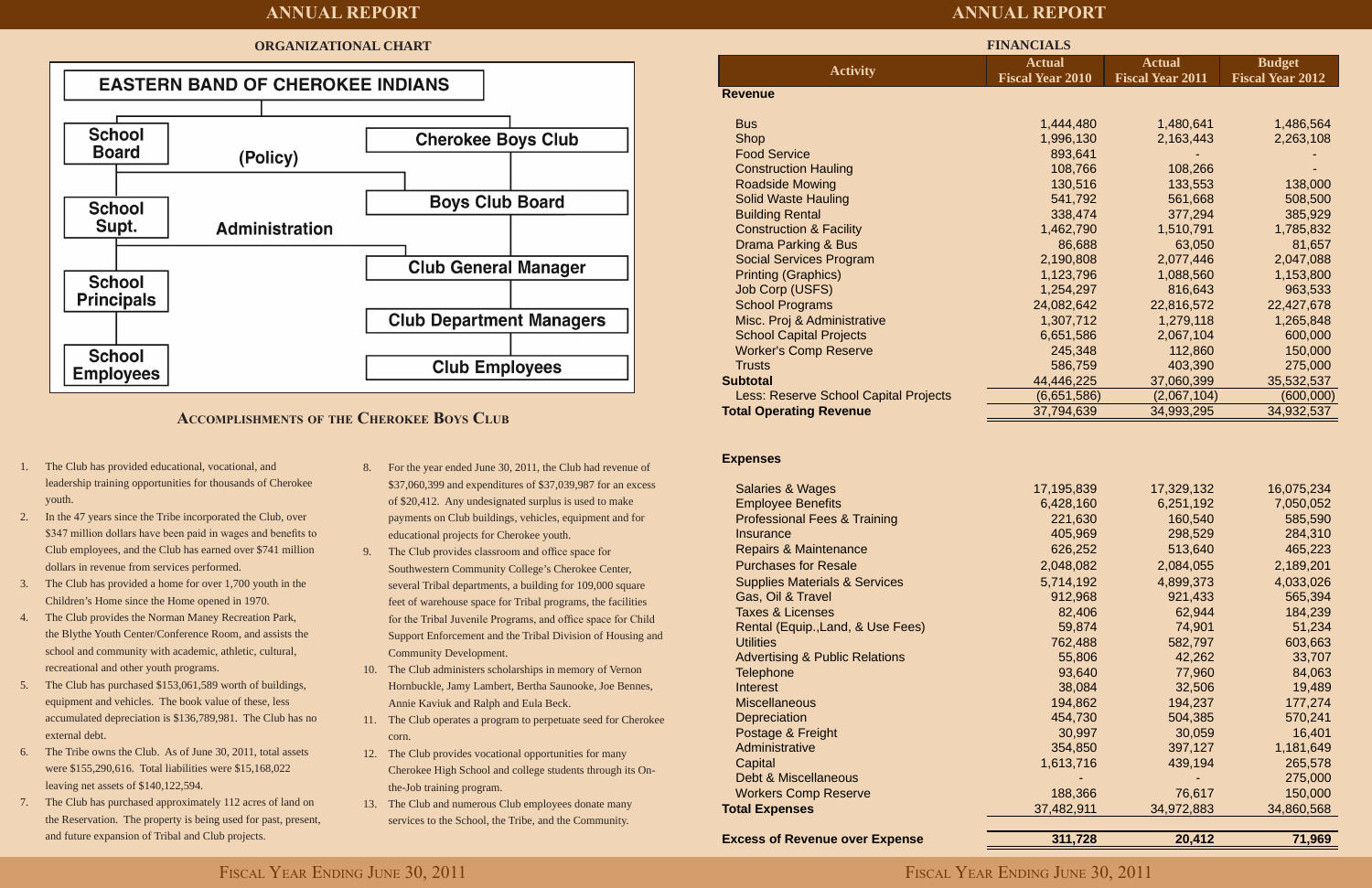# ANNUAL REPORT

## ORGANIZATIONAL CHART

EASTERN BAND OF CHEROKEE INDIANS

School Board
(Policy)
Cherokee Boys Club

School Supt.
Administration
Boys Club Board

School Principals
Club General Manager

Club Department Managers

School Employees
Club Employees

## Accomplishments of the Cherokee Boys Club

1. The Club has provided educational, vocational, and leadership training opportunities for thousands of Cherokee youth.
2. In the 47 years since the Tribe incorporated the Club, over $347 million dollars have been paid in wages and benefits to Club employees, and the Club has earned over $741 million dollars in revenue from services performed.
3. The Club has provided a home for over 1,700 youth in the Children's Home since the Home opened in 1970.
4. The Club provides the Norman Maney Recreation Park, the Blythe Youth Center/Conference Room, and assists the school and community with academic, athletic, cultural, recreational and other youth programs.
5. The Club has purchased $153,061,589 worth of buildings, equipment and vehicles. The book value of these, less accumulated depreciation is $136,789,981. The Club has no external debt.
6. The Tribe owns the Club. As of June 30, 2011, total assets were $155,290,616. Total liabilities were $15,168,022 leaving net assets of $140,122,594.
7. The Club has purchased approximately 112 acres of land on the Reservation. The property is being used for past, present, and future expansion of Tribal and Club projects.
8. For the year ended June 30, 2011, the Club had revenue of $37,060,399 and expenditures of $37,039,987 for an excess of $20,412. Any undesignated surplus is used to make payments on Club buildings, vehicles, equipment and for educational projects for Cherokee youth.
9. The Club provides classroom and office space for Southwestern Community College's Cherokee Center, several Tribal departments, a building for 109,000 square feet of warehouse space for Tribal programs, the facilities for the Tribal Juvenile Programs, and office space for Child Support Enforcement and the Tribal Division of Housing and Community Development.
10. The Club administers scholarships in memory of Vernon Hornbuckle, Jamy Lambert, Bertha Saunooke, Joe Bennes, Annie Kaviuk and Ralph and Eula Beck.
11. The Club operates a program to perpetuate seed for Cherokee corn.
12. The Club provides vocational opportunities for many Cherokee High School and college students through its On-the-Job training program.
13. The Club and numerous Club employees donate many services to the School, the Tribe, and the Community.

# ANNUAL REPORT

## FINANCIALS

| Activity | Actual Fiscal Year 2010 | Actual Fiscal Year 2011 | Budget Fiscal Year 2012 |
|---|---|---|---|
| **Revenue** | | | |
| Bus | 1,444,480 | 1,480,641 | 1,486,564 |
| Shop | 1,996,130 | 2,163,443 | 2,263,108 |
| Food Service | 893,641 | - | - |
| Construction Hauling | 108,766 | 108,266 | - |
| Roadside Mowing | 130,516 | 133,553 | 138,000 |
| Solid Waste Hauling | 541,792 | 561,668 | 508,500 |
| Building Rental | 338,474 | 377,294 | 385,929 |
| Construction & Facility | 1,462,790 | 1,510,791 | 1,785,832 |
| Drama Parking & Bus | 86,688 | 63,050 | 81,657 |
| Social Services Program | 2,190,808 | 2,077,446 | 2,047,088 |
| Printing (Graphics) | 1,123,796 | 1,088,560 | 1,153,800 |
| Job Corp (USFS) | 1,254,297 | 816,643 | 963,533 |
| School Programs | 24,082,642 | 22,816,572 | 22,427,678 |
| Misc. Proj & Administrative | 1,307,712 | 1,279,118 | 1,265,848 |
| School Capital Projects | 6,651,586 | 2,067,104 | 600,000 |
| Worker's Comp Reserve | 245,348 | 112,860 | 150,000 |
| Trusts | 586,759 | 403,390 | 275,000 |
| **Subtotal** | 44,446,225 | 37,060,399 | 35,532,537 |
| Less: Reserve School Capital Projects | (6,651,586) | (2,067,104) | (600,000) |
| **Total Operating Revenue** | 37,794,639 | 34,993,295 | 34,932,537 |
| **Expenses** | | | |
| Salaries & Wages | 17,195,839 | 17,329,132 | 16,075,234 |
| Employee Benefits | 6,428,160 | 6,251,192 | 7,050,052 |
| Professional Fees & Training | 221,630 | 160,540 | 585,590 |
| Insurance | 405,969 | 298,529 | 284,310 |
| Repairs & Maintenance | 626,252 | 513,640 | 465,223 |
| Purchases for Resale | 2,048,082 | 2,084,055 | 2,189,201 |
| Supplies Materials & Services | 5,714,192 | 4,899,373 | 4,033,026 |
| Gas, Oil & Travel | 912,968 | 921,433 | 565,394 |
| Taxes & Licenses | 82,406 | 62,944 | 184,239 |
| Rental (Equip.,Land, & Use Fees) | 59,874 | 74,901 | 51,234 |
| Utilities | 762,488 | 582,797 | 603,663 |
| Advertising & Public Relations | 55,806 | 42,262 | 33,707 |
| Telephone | 93,640 | 77,960 | 84,063 |
| Interest | 38,084 | 32,506 | 19,489 |
| Miscellaneous | 194,862 | 194,237 | 177,274 |
| Depreciation | 454,730 | 504,385 | 570,241 |
| Postage & Freight | 30,997 | 30,059 | 16,401 |
| Administrative | 354,850 | 397,127 | 1,181,649 |
| Capital | 1,613,716 | 439,194 | 265,578 |
| Debt & Miscellaneous | - | - | 275,000 |
| Workers Comp Reserve | 188,366 | 76,617 | 150,000 |
| **Total Expenses** | 37,482,911 | 34,972,883 | 34,860,568 |
| **Excess of Revenue over Expense** | **311,728** | **20,412** | **71,969** |